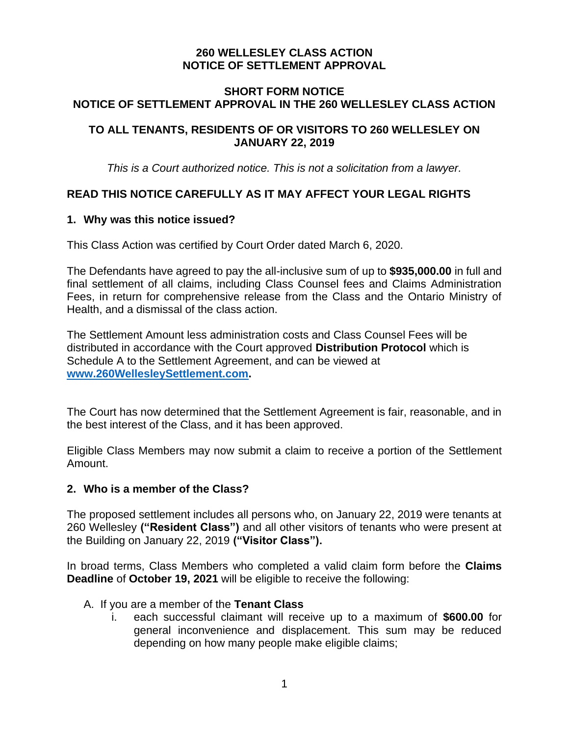# 260 WELLESLEY CLASS ACTION
# NOTICE OF SETTLEMENT APPROVAL

## SHORT FORM NOTICE
## NOTICE OF SETTLEMENT APPROVAL IN THE 260 WELLESLEY CLASS ACTION

## TO ALL TENANTS, RESIDENTS OF OR VISITORS TO 260 WELLESLEY ON JANUARY 22, 2019

*This is a Court authorized notice. This is not a solicitation from a lawyer.*

**READ THIS NOTICE CAREFULLY AS IT MAY AFFECT YOUR LEGAL RIGHTS**

### 1. Why was this notice issued?

This Class Action was certified by Court Order dated March 6, 2020.

The Defendants have agreed to pay the all-inclusive sum of up to **$935,000.00** in full and final settlement of all claims, including Class Counsel fees and Claims Administration Fees, in return for comprehensive release from the Class and the Ontario Ministry of Health, and a dismissal of the class action.

The Settlement Amount less administration costs and Class Counsel Fees will be distributed in accordance with the Court approved **Distribution Protocol** which is Schedule A to the Settlement Agreement, and can be viewed at **www.260WellesleySettlement.com.**

The Court has now determined that the Settlement Agreement is fair, reasonable, and in the best interest of the Class, and it has been approved.

Eligible Class Members may now submit a claim to receive a portion of the Settlement Amount.

### 2. Who is a member of the Class?

The proposed settlement includes all persons who, on January 22, 2019 were tenants at 260 Wellesley **("Resident Class")** and all other visitors of tenants who were present at the Building on January 22, 2019 **("Visitor Class").**

In broad terms, Class Members who completed a valid claim form before the **Claims Deadline** of **October 19, 2021** will be eligible to receive the following:

A. If you are a member of the **Tenant Class**
   i. each successful claimant will receive up to a maximum of **$600.00** for general inconvenience and displacement. This sum may be reduced depending on how many people make eligible claims;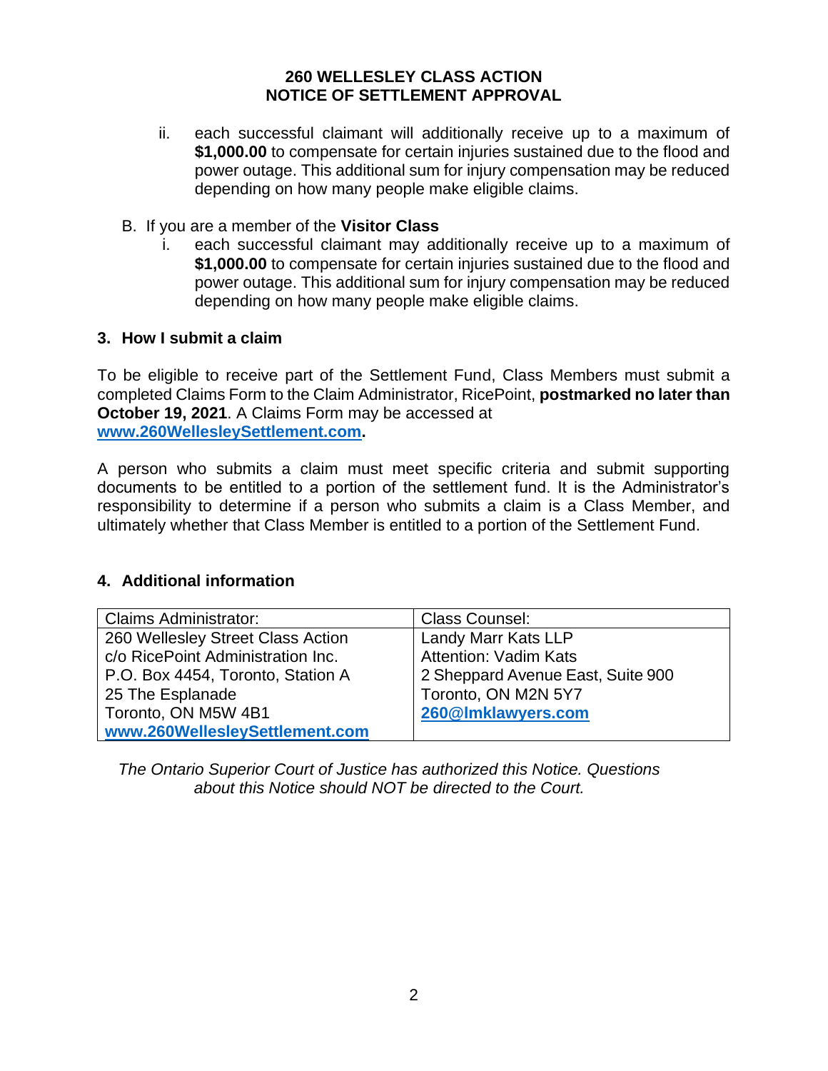ii. each successful claimant will additionally receive up to a maximum of **$1,000.00** to compensate for certain injuries sustained due to the flood and power outage. This additional sum for injury compensation may be reduced depending on how many people make eligible claims.

B. If you are a member of the **Visitor Class**

i. each successful claimant may additionally receive up to a maximum of **$1,000.00** to compensate for certain injuries sustained due to the flood and power outage. This additional sum for injury compensation may be reduced depending on how many people make eligible claims.

### 3. How I submit a claim

To be eligible to receive part of the Settlement Fund, Class Members must submit a completed Claims Form to the Claim Administrator, RicePoint, **postmarked no later than October 19, 2021**. A Claims Form may be accessed at **www.260WellesleySettlement.com.**

A person who submits a claim must meet specific criteria and submit supporting documents to be entitled to a portion of the settlement fund. It is the Administrator's responsibility to determine if a person who submits a claim is a Class Member, and ultimately whether that Class Member is entitled to a portion of the Settlement Fund.

### 4. Additional information

| Claims Administrator: | Class Counsel: |
|---|---|
| 260 Wellesley Street Class Action<br>c/o RicePoint Administration Inc.<br>P.O. Box 4454, Toronto, Station A<br>25 The Esplanade<br>Toronto, ON M5W 4B1<br>**www.260WellesleySettlement.com** | Landy Marr Kats LLP<br>Attention: Vadim Kats<br>2 Sheppard Avenue East, Suite 900<br>Toronto, ON M2N 5Y7<br>**260@lmklawyers.com** |

*The Ontario Superior Court of Justice has authorized this Notice. Questions about this Notice should NOT be directed to the Court.*